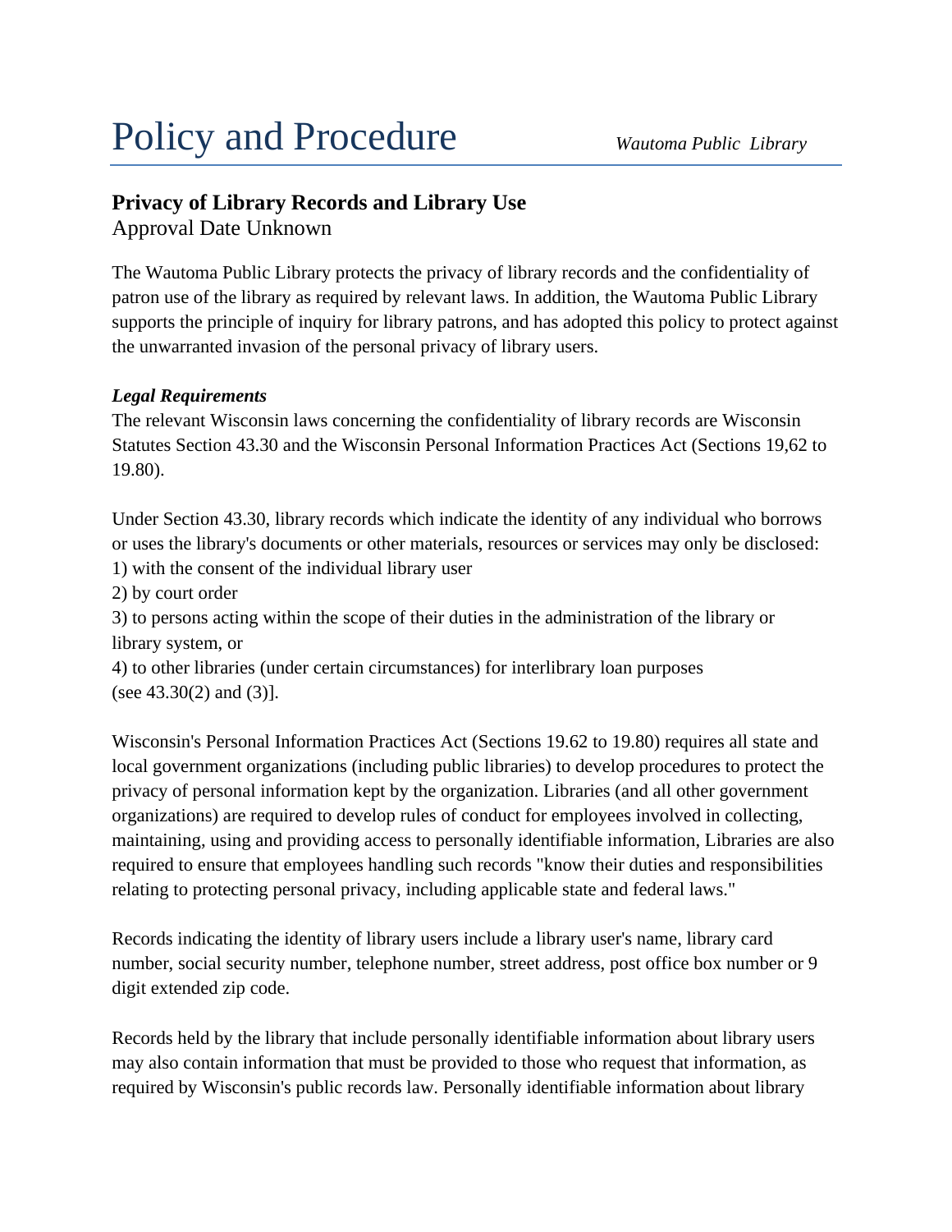# Policy and Procedure

*Wautoma Public Library*

## Privacy of Library Records and Library Use

Approval Date Unknown

The Wautoma Public Library protects the privacy of library records and the confidentiality of patron use of the library as required by relevant laws. In addition, the Wautoma Public Library supports the principle of inquiry for library patrons, and has adopted this policy to protect against the unwarranted invasion of the personal privacy of library users.

### *Legal Requirements*

The relevant Wisconsin laws concerning the confidentiality of library records are Wisconsin Statutes Section 43.30 and the Wisconsin Personal Information Practices Act (Sections 19,62 to 19.80).

Under Section 43.30, library records which indicate the identity of any individual who borrows or uses the library's documents or other materials, resources or services may only be disclosed:
1) with the consent of the individual library user
2) by court order
3) to persons acting within the scope of their duties in the administration of the library or library system, or
4) to other libraries (under certain circumstances) for interlibrary loan purposes (see 43.30(2) and (3)].

Wisconsin's Personal Information Practices Act (Sections 19.62 to 19.80) requires all state and local government organizations (including public libraries) to develop procedures to protect the privacy of personal information kept by the organization. Libraries (and all other government organizations) are required to develop rules of conduct for employees involved in collecting, maintaining, using and providing access to personally identifiable information, Libraries are also required to ensure that employees handling such records "know their duties and responsibilities relating to protecting personal privacy, including applicable state and federal laws."

Records indicating the identity of library users include a library user's name, library card number, social security number, telephone number, street address, post office box number or 9 digit extended zip code.

Records held by the library that include personally identifiable information about library users may also contain information that must be provided to those who request that information, as required by Wisconsin's public records law. Personally identifiable information about library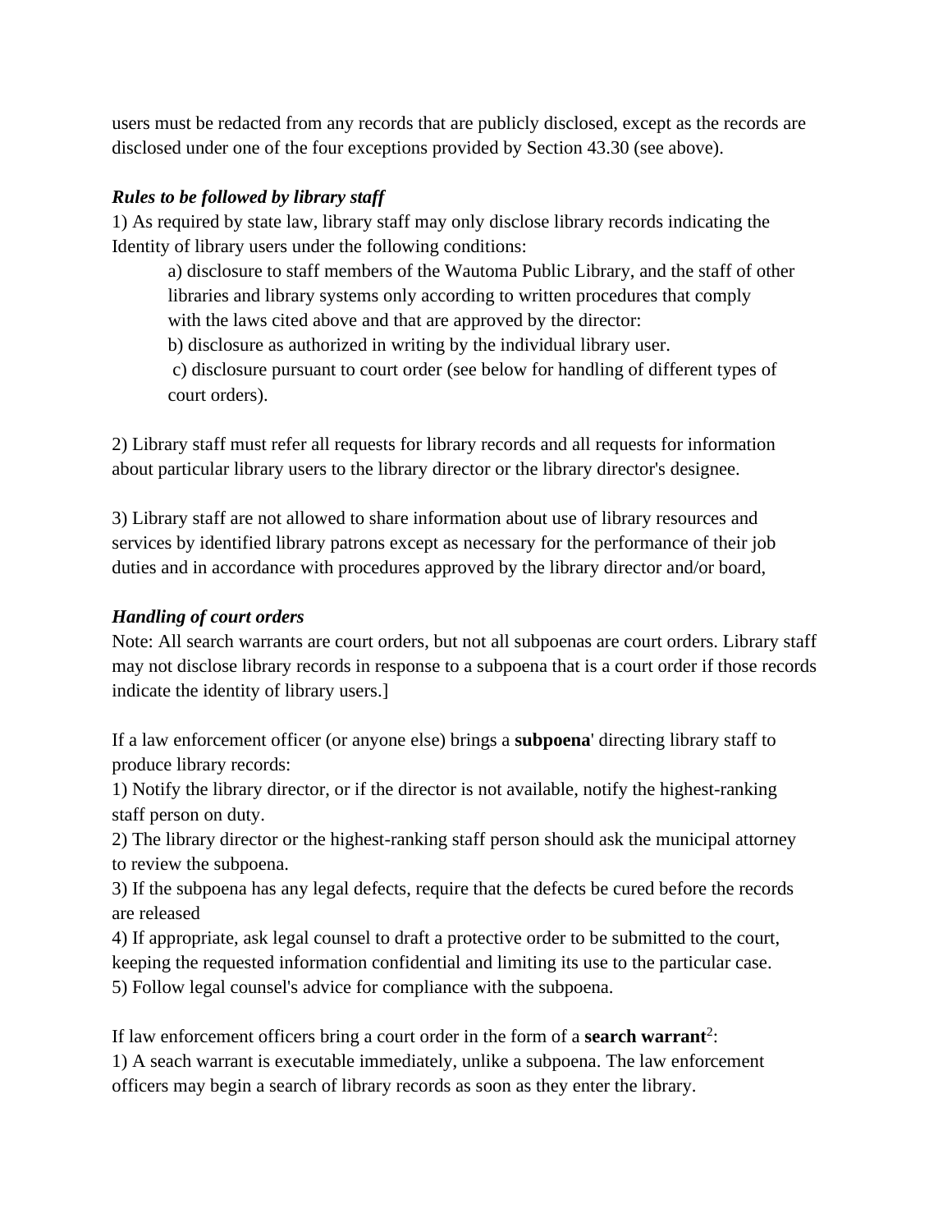users must be redacted from any records that are publicly disclosed, except as the records are disclosed under one of the four exceptions provided by Section 43.30 (see above).

***Rules to be followed by library staff***

1) As required by state law, library staff may only disclose library records indicating the Identity of library users under the following conditions:

> a) disclosure to staff members of the Wautoma Public Library, and the staff of other libraries and library systems only according to written procedures that comply with the laws cited above and that are approved by the director:
>
> b) disclosure as authorized in writing by the individual library user.
>
> c) disclosure pursuant to court order (see below for handling of different types of court orders).

2) Library staff must refer all requests for library records and all requests for information about particular library users to the library director or the library director's designee.

3) Library staff are not allowed to share information about use of library resources and services by identified library patrons except as necessary for the performance of their job duties and in accordance with procedures approved by the library director and/or board,

***Handling of court orders***

Note: All search warrants are court orders, but not all subpoenas are court orders. Library staff may not disclose library records in response to a subpoena that is a court order if those records indicate the identity of library users.]

If a law enforcement officer (or anyone else) brings a **subpoena**' directing library staff to produce library records:

1) Notify the library director, or if the director is not available, notify the highest-ranking staff person on duty.

2) The library director or the highest-ranking staff person should ask the municipal attorney to review the subpoena.

3) If the subpoena has any legal defects, require that the defects be cured before the records are released

4) If appropriate, ask legal counsel to draft a protective order to be submitted to the court, keeping the requested information confidential and limiting its use to the particular case.

5) Follow legal counsel's advice for compliance with the subpoena.

If law enforcement officers bring a court order in the form of a **search warrant**[2]:

1) A seach warrant is executable immediately, unlike a subpoena. The law enforcement officers may begin a search of library records as soon as they enter the library.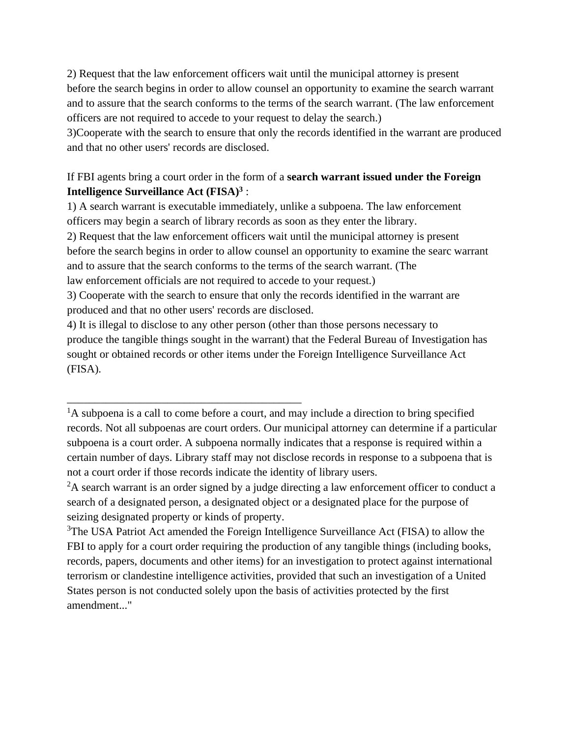2) Request that the law enforcement officers wait until the municipal attorney is present before the search begins in order to allow counsel an opportunity to examine the search warrant and to assure that the search conforms to the terms of the search warrant. (The law enforcement officers are not required to accede to your request to delay the search.)
3)Cooperate with the search to ensure that only the records identified in the warrant are produced and that no other users' records are disclosed.

If FBI agents bring a court order in the form of a **search warrant issued under the Foreign Intelligence Surveillance Act (FISA)[3]** :
1) A search warrant is executable immediately, unlike a subpoena. The law enforcement officers may begin a search of library records as soon as they enter the library.
2) Request that the law enforcement officers wait until the municipal attorney is present before the search begins in order to allow counsel an opportunity to examine the searc warrant and to assure that the search conforms to the terms of the search warrant. (The law enforcement officials are not required to accede to your request.)
3) Cooperate with the search to ensure that only the records identified in the warrant are produced and that no other users' records are disclosed.
4) It is illegal to disclose to any other person (other than those persons necessary to produce the tangible things sought in the warrant) that the Federal Bureau of Investigation has sought or obtained records or other items under the Foreign Intelligence Surveillance Act (FISA).

---

[1]A subpoena is a call to come before a court, and may include a direction to bring specified records. Not all subpoenas are court orders. Our municipal attorney can determine if a particular subpoena is a court order. A subpoena normally indicates that a response is required within a certain number of days. Library staff may not disclose records in response to a subpoena that is not a court order if those records indicate the identity of library users.

[2]A search warrant is an order signed by a judge directing a law enforcement officer to conduct a search of a designated person, a designated object or a designated place for the purpose of seizing designated property or kinds of property.

[3]The USA Patriot Act amended the Foreign Intelligence Surveillance Act (FISA) to allow the FBI to apply for a court order requiring the production of any tangible things (including books, records, papers, documents and other items) for an investigation to protect against international terrorism or clandestine intelligence activities, provided that such an investigation of a United States person is not conducted solely upon the basis of activities protected by the first amendment..."